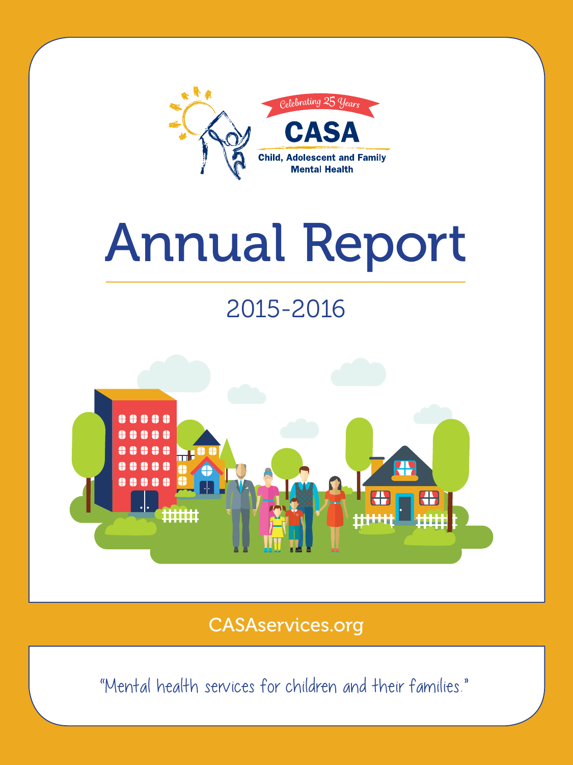Celebrating 25 Years

CASA

Child, Adolescent and Family Mental Health

# Annual Report

## 2015-2016

CASAservices.org

"Mental health services for children and their families."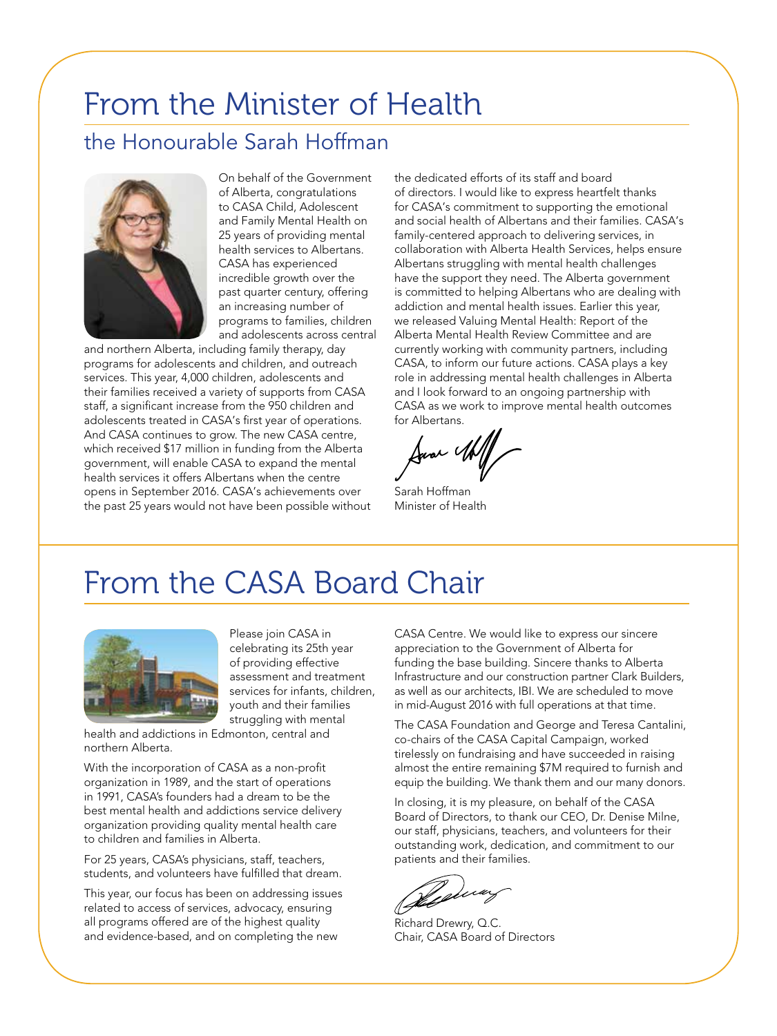# From the Minister of Health

## the Honourable Sarah Hoffman

On behalf of the Government of Alberta, congratulations to CASA Child, Adolescent and Family Mental Health on 25 years of providing mental health services to Albertans. CASA has experienced incredible growth over the past quarter century, offering an increasing number of programs to families, children and adolescents across central and northern Alberta, including family therapy, day programs for adolescents and children, and outreach services. This year, 4,000 children, adolescents and their families received a variety of supports from CASA staff, a significant increase from the 950 children and adolescents treated in CASA's first year of operations. And CASA continues to grow. The new CASA centre, which received $17 million in funding from the Alberta government, will enable CASA to expand the mental health services it offers Albertans when the centre opens in September 2016. CASA's achievements over the past 25 years would not have been possible without the dedicated efforts of its staff and board of directors. I would like to express heartfelt thanks for CASA's commitment to supporting the emotional and social health of Albertans and their families. CASA's family-centered approach to delivering services, in collaboration with Alberta Health Services, helps ensure Albertans struggling with mental health challenges have the support they need. The Alberta government is committed to helping Albertans who are dealing with addiction and mental health issues. Earlier this year, we released Valuing Mental Health: Report of the Alberta Mental Health Review Committee and are currently working with community partners, including CASA, to inform our future actions. CASA plays a key role in addressing mental health challenges in Alberta and I look forward to an ongoing partnership with CASA as we work to improve mental health outcomes for Albertans.

Sarah Hoffman
Minister of Health

# From the CASA Board Chair

Please join CASA in celebrating its 25th year of providing effective assessment and treatment services for infants, children, youth and their families struggling with mental health and addictions in Edmonton, central and northern Alberta.

With the incorporation of CASA as a non-profit organization in 1989, and the start of operations in 1991, CASA's founders had a dream to be the best mental health and addictions service delivery organization providing quality mental health care to children and families in Alberta.

For 25 years, CASA's physicians, staff, teachers, students, and volunteers have fulfilled that dream.

This year, our focus has been on addressing issues related to access of services, advocacy, ensuring all programs offered are of the highest quality and evidence-based, and on completing the new CASA Centre. We would like to express our sincere appreciation to the Government of Alberta for funding the base building. Sincere thanks to Alberta Infrastructure and our construction partner Clark Builders, as well as our architects, IBI. We are scheduled to move in mid-August 2016 with full operations at that time.

The CASA Foundation and George and Teresa Cantalini, co-chairs of the CASA Capital Campaign, worked tirelessly on fundraising and have succeeded in raising almost the entire remaining $7M required to furnish and equip the building. We thank them and our many donors.

In closing, it is my pleasure, on behalf of the CASA Board of Directors, to thank our CEO, Dr. Denise Milne, our staff, physicians, teachers, and volunteers for their outstanding work, dedication, and commitment to our patients and their families.

Richard Drewry, Q.C.
Chair, CASA Board of Directors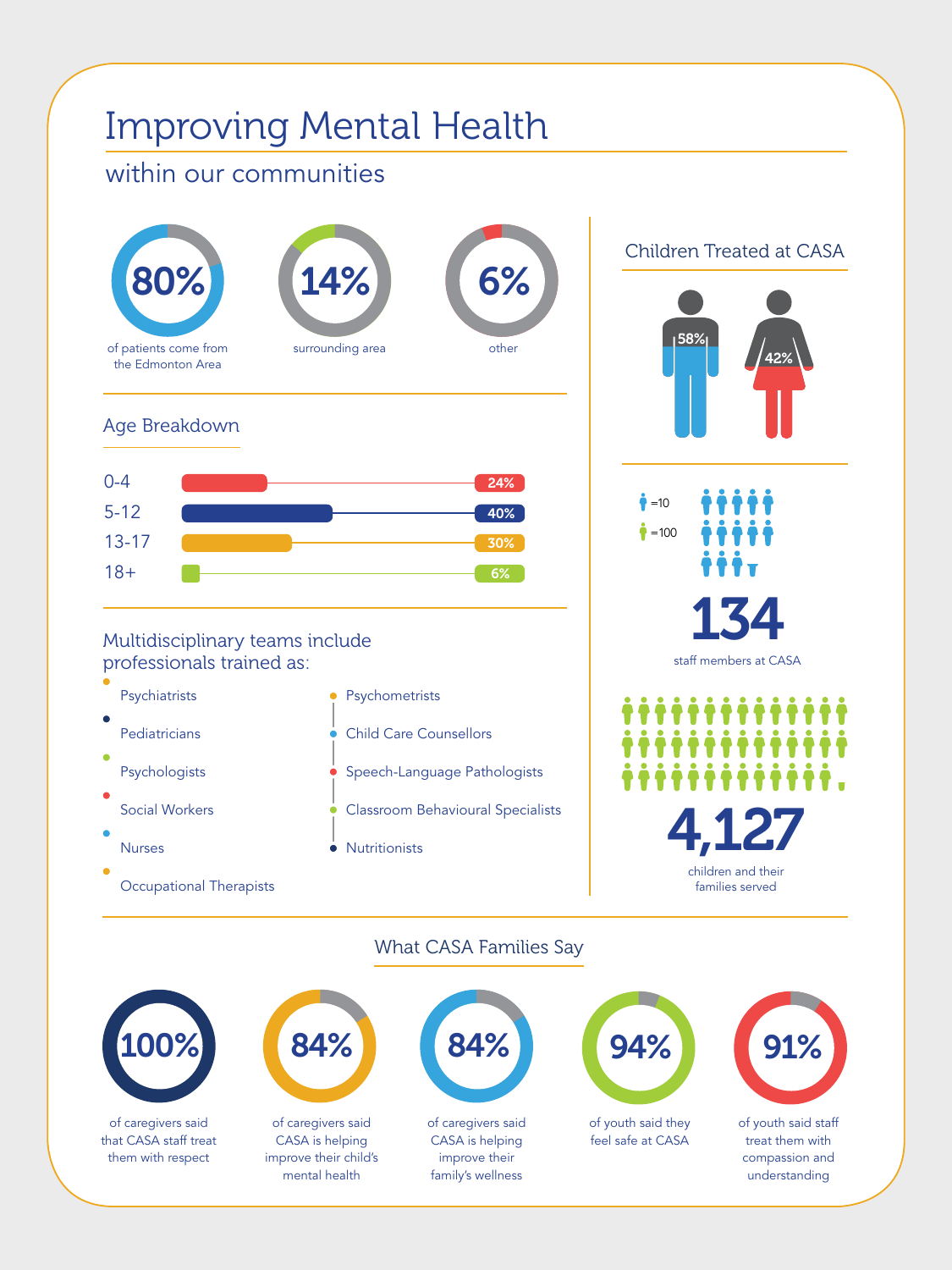# Improving Mental Health

## within our communities

**80%** of patients come from the Edmonton Area

**14%** surrounding area

**6%** other

### Age Breakdown

| Age | Percentage |
| --- | --- |
| 0-4 | 24% |
| 5-12 | 40% |
| 13-17 | 30% |
| 18+ | 6% |

### Multidisciplinary teams include professionals trained as:

- Psychiatrists
- Pediatricians
- Psychologists
- Social Workers
- Nurses
- Occupational Therapists
- Psychometrists
- Child Care Counsellors
- Speech-Language Pathologists
- Classroom Behavioural Specialists
- Nutritionists

### Children Treated at CASA

58%

42%

=10

=100

**134**

staff members at CASA

**4,127**

children and their families served

### What CASA Families Say

**100%** of caregivers said that CASA staff treat them with respect

**84%** of caregivers said CASA is helping improve their child's mental health

**84%** of caregivers said CASA is helping improve their family's wellness

**94%** of youth said they feel safe at CASA

**91%** of youth said staff treat them with compassion and understanding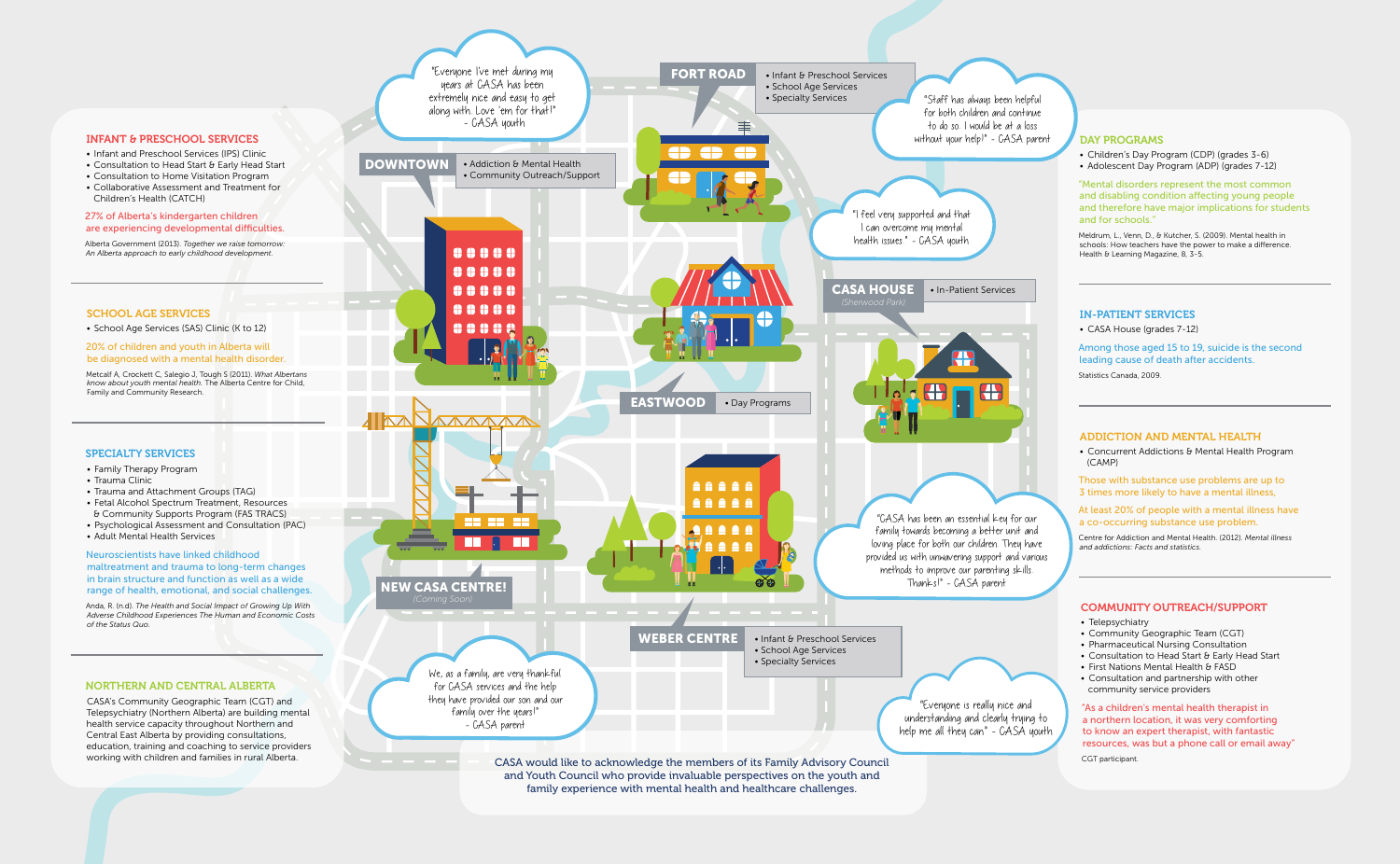## INFANT & PRESCHOOL SERVICES

- Infant and Preschool Services (IPS) Clinic
- Consultation to Head Start & Early Head Start
- Consultation to Home Visitation Program
- Collaborative Assessment and Treatment for Children's Health (CATCH)

27% of Alberta's kindergarten children are experiencing developmental difficulties.

Alberta Government (2013). *Together we raise tomorrow: An Alberta approach to early childhood development.*

## SCHOOL AGE SERVICES

- School Age Services (SAS) Clinic (K to 12)

20% of children and youth in Alberta will be diagnosed with a mental health disorder.

Metcalf A, Crockett C, Salegio J, Tough S (2011). *What Albertans know about youth mental health.* The Alberta Centre for Child, Family and Community Research.

## SPECIALTY SERVICES

- Family Therapy Program
- Trauma Clinic
- Trauma and Attachment Groups (TAG)
- Fetal Alcohol Spectrum Treatment, Resources & Community Supports Program (FAS TRACS)
- Psychological Assessment and Consultation (PAC)
- Adult Mental Health Services

Neuroscientists have linked childhood maltreatment and trauma to long-term changes in brain structure and function as well as a wide range of health, emotional, and social challenges.

Anda, R. (n.d). *The Health and Social Impact of Growing Up With Adverse Childhood Experiences The Human and Economic Costs of the Status Quo.*

## NORTHERN AND CENTRAL ALBERTA

CASA's Community Geographic Team (CGT) and Telepsychiatry (Northern Alberta) are building mental health service capacity throughout Northern and Central East Alberta by providing consultations, education, training and coaching to service providers working with children and families in rural Alberta.

**DOWNTOWN**
- Addiction & Mental Health
- Community Outreach/Support

**FORT ROAD**
- Infant & Preschool Services
- School Age Services
- Specialty Services

**EASTWOOD**
- Day Programs

**CASA HOUSE** (Sherwood Park)
- In-Patient Services

**NEW CASA CENTRE!** (Coming Soon)

**WEBER CENTRE**
- Infant & Preschool Services
- School Age Services
- Specialty Services

"Everyone I've met during my years at CASA has been extremely nice and easy to get along with. Love 'em for that!" - CASA youth

"Staff has always been helpful for both children and continue to do so. I would be at a loss without your help!" - CASA parent

"I feel very supported and that I can overcome my mental health issues." - CASA youth

"CASA has been an essential key for our family towards becoming a better unit and loving place for both our children. They have provided us with unwavering support and various methods to improve our parenting skills. Thanks!" - CASA parent

"We, as a family, are very thankful for CASA services and the help they have provided our son and our family over the years!" - CASA parent

"Everyone is really nice and understanding and clearly trying to help me all they can" - CASA youth

CASA would like to acknowledge the members of its Family Advisory Council and Youth Council who provide invaluable perspectives on the youth and family experience with mental health and healthcare challenges.

## DAY PROGRAMS

- Children's Day Program (CDP) (grades 3-6)
- Adolescent Day Program (ADP) (grades 7-12)

"Mental disorders represent the most common and disabling condition affecting young people and therefore have major implications for students and for schools."

Meldrum, L., Venn, D., & Kutcher, S. (2009). Mental health in schools: How teachers have the power to make a difference. Health & Learning Magazine, 8, 3-5.

## IN-PATIENT SERVICES

- CASA House (grades 7-12)

Among those aged 15 to 19, suicide is the second leading cause of death after accidents.

Statistics Canada, 2009.

## ADDICTION AND MENTAL HEALTH

- Concurrent Addictions & Mental Health Program (CAMP)

Those with substance use problems are up to 3 times more likely to have a mental illness.

At least 20% of people with a mental illness have a co-occurring substance use problem.

Centre for Addiction and Mental Health. (2012). *Mental illness and addictions: Facts and statistics.*

## COMMUNITY OUTREACH/SUPPORT

- Telepsychiatry
- Community Geographic Team (CGT)
- Pharmaceutical Nursing Consultation
- Consultation to Head Start & Early Head Start
- First Nations Mental Health & FASD
- Consultation and partnership with other community service providers

"As a children's mental health therapist in a northern location, it was very comforting to know an expert therapist, with fantastic resources, was but a phone call or email away"

CGT participant.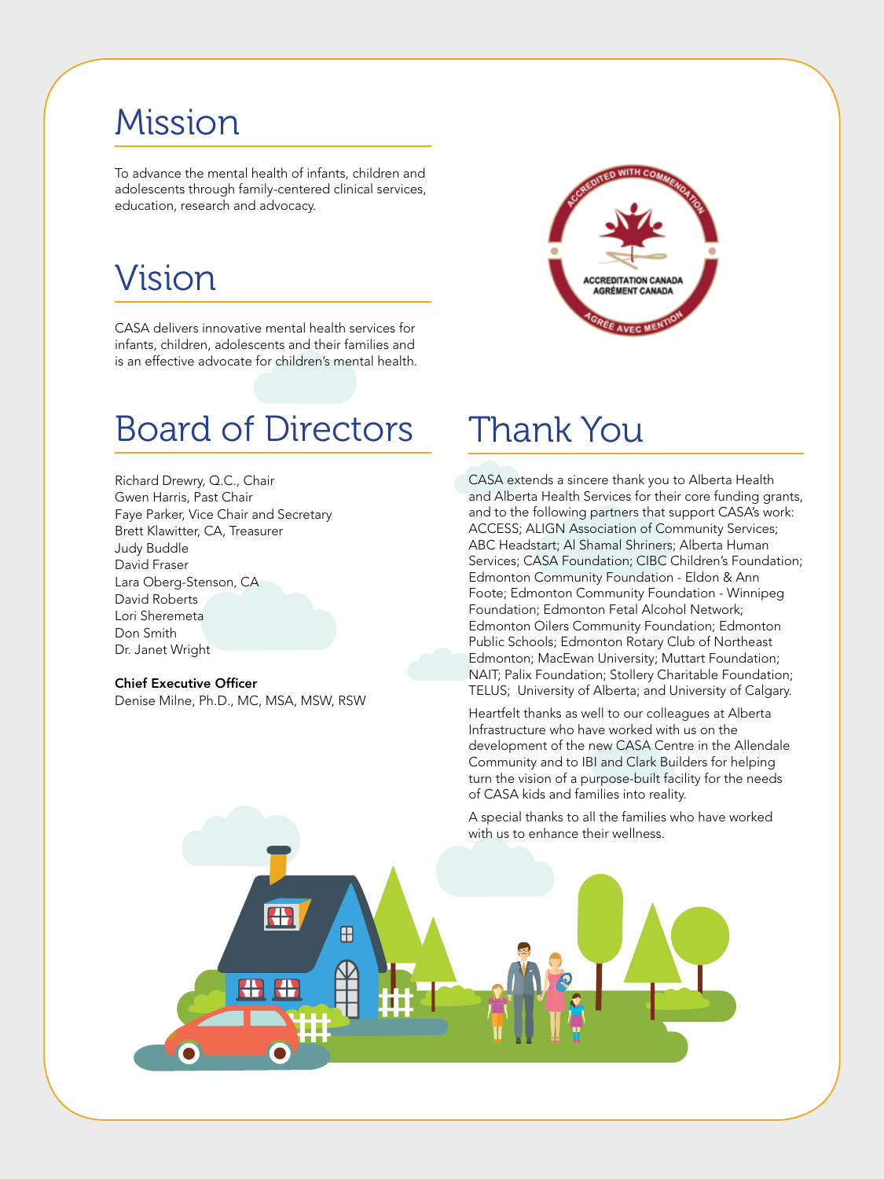# Mission

To advance the mental health of infants, children and adolescents through family-centered clinical services, education, research and advocacy.

# Vision

CASA delivers innovative mental health services for infants, children, adolescents and their families and is an effective advocate for children's mental health.

# Board of Directors

Richard Drewry, Q.C., Chair
Gwen Harris, Past Chair
Faye Parker, Vice Chair and Secretary
Brett Klawitter, CA, Treasurer
Judy Buddle
David Fraser
Lara Oberg-Stenson, CA
David Roberts
Lori Sheremeta
Don Smith
Dr. Janet Wright

**Chief Executive Officer**
Denise Milne, Ph.D., MC, MSA, MSW, RSW

# Thank You

CASA extends a sincere thank you to Alberta Health and Alberta Health Services for their core funding grants, and to the following partners that support CASA's work: ACCESS; ALIGN Association of Community Services; ABC Headstart; Al Shamal Shriners; Alberta Human Services; CASA Foundation; CIBC Children's Foundation; Edmonton Community Foundation - Eldon & Ann Foote; Edmonton Community Foundation - Winnipeg Foundation; Edmonton Fetal Alcohol Network; Edmonton Oilers Community Foundation; Edmonton Public Schools; Edmonton Rotary Club of Northeast Edmonton; MacEwan University; Muttart Foundation; NAIT; Palix Foundation; Stollery Charitable Foundation; TELUS; University of Alberta; and University of Calgary.

Heartfelt thanks as well to our colleagues at Alberta Infrastructure who have worked with us on the development of the new CASA Centre in the Allendale Community and to IBI and Clark Builders for helping turn the vision of a purpose-built facility for the needs of CASA kids and families into reality.

A special thanks to all the families who have worked with us to enhance their wellness.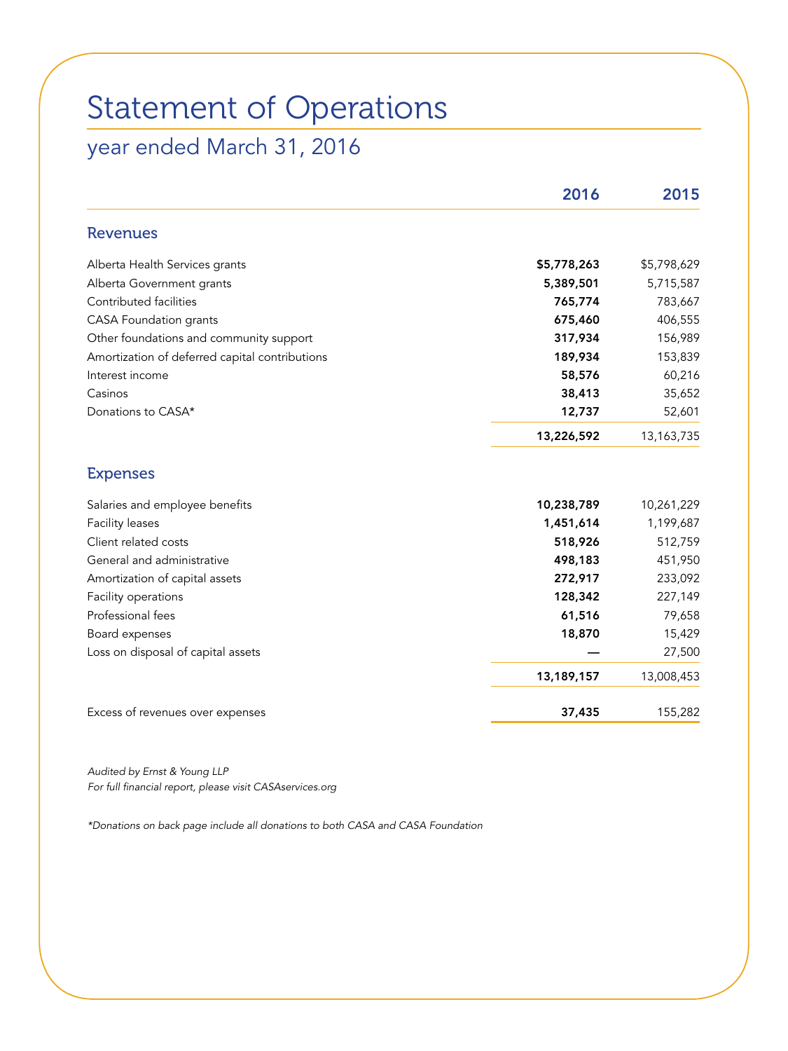# Statement of Operations

## year ended March 31, 2016

| | 2016 | 2015 |
|---|---|---|
| **Revenues** | | |
| Alberta Health Services grants | **$5,778,263** | $5,798,629 |
| Alberta Government grants | **5,389,501** | 5,715,587 |
| Contributed facilities | **765,774** | 783,667 |
| CASA Foundation grants | **675,460** | 406,555 |
| Other foundations and community support | **317,934** | 156,989 |
| Amortization of deferred capital contributions | **189,934** | 153,839 |
| Interest income | **58,576** | 60,216 |
| Casinos | **38,413** | 35,652 |
| Donations to CASA* | **12,737** | 52,601 |
| | **13,226,592** | 13,163,735 |
| **Expenses** | | |
| Salaries and employee benefits | **10,238,789** | 10,261,229 |
| Facility leases | **1,451,614** | 1,199,687 |
| Client related costs | **518,926** | 512,759 |
| General and administrative | **498,183** | 451,950 |
| Amortization of capital assets | **272,917** | 233,092 |
| Facility operations | **128,342** | 227,149 |
| Professional fees | **61,516** | 79,658 |
| Board expenses | **18,870** | 15,429 |
| Loss on disposal of capital assets | **—** | 27,500 |
| | **13,189,157** | 13,008,453 |
| Excess of revenues over expenses | **37,435** | 155,282 |

*Audited by Ernst & Young LLP*
*For full financial report, please visit CASAservices.org*

*\*Donations on back page include all donations to both CASA and CASA Foundation*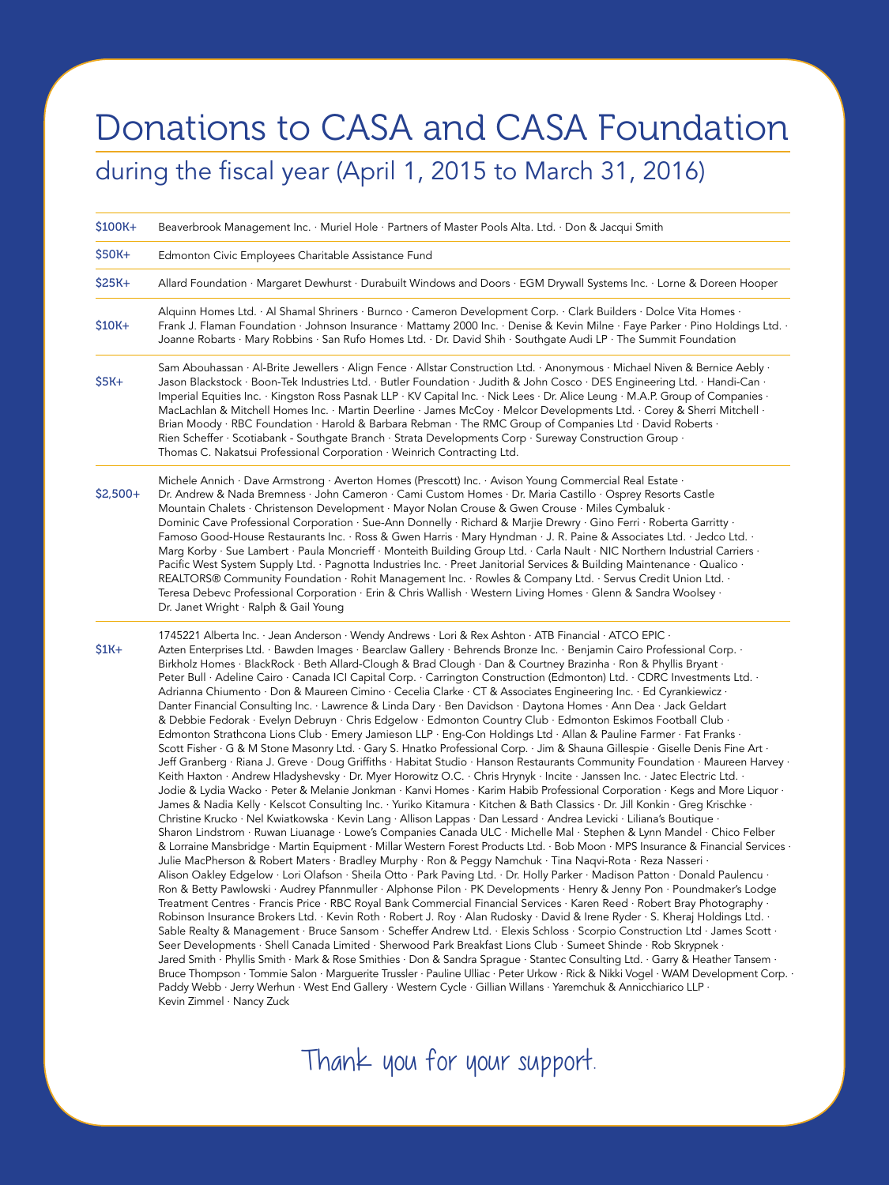# Donations to CASA and CASA Foundation

## during the fiscal year (April 1, 2015 to March 31, 2016)

| | |
|---|---|
| $100K+ | Beaverbrook Management Inc. · Muriel Hole · Partners of Master Pools Alta. Ltd. · Don & Jacqui Smith |
| $50K+ | Edmonton Civic Employees Charitable Assistance Fund |
| $25K+ | Allard Foundation · Margaret Dewhurst · Durabuilt Windows and Doors · EGM Drywall Systems Inc. · Lorne & Doreen Hooper |
| $10K+ | Alquinn Homes Ltd. · Al Shamal Shriners · Burnco · Cameron Development Corp. · Clark Builders · Dolce Vita Homes · Frank J. Flaman Foundation · Johnson Insurance · Mattamy 2000 Inc. · Denise & Kevin Milne · Faye Parker · Pino Holdings Ltd. · Joanne Robarts · Mary Robbins · San Rufo Homes Ltd. · Dr. David Shih · Southgate Audi LP · The Summit Foundation |
| $5K+ | Sam Abouhassan · Al-Brite Jewellers · Align Fence · Allstar Construction Ltd. · Anonymous · Michael Niven & Bernice Aebly · Jason Blackstock · Boon-Tek Industries Ltd. · Butler Foundation · Judith & John Cosco · DES Engineering Ltd. · Handi-Can · Imperial Equities Inc. · Kingston Ross Pasnak LLP · KV Capital Inc. · Nick Lees · Dr. Alice Leung · M.A.P. Group of Companies · MacLachlan & Mitchell Homes Inc. · Martin Deerline · James McCoy · Melcor Developments Ltd. · Corey & Sherri Mitchell · Brian Moody · RBC Foundation · Harold & Barbara Rebman · The RMC Group of Companies Ltd · David Roberts · Rien Scheffer · Scotiabank - Southgate Branch · Strata Developments Corp · Sureway Construction Group · Thomas C. Nakatsui Professional Corporation · Weinrich Contracting Ltd. |
| $2,500+ | Michele Annich · Dave Armstrong · Averton Homes (Prescott) Inc. · Avison Young Commercial Real Estate · Dr. Andrew & Nada Bremness · John Cameron · Cami Custom Homes · Dr. Maria Castillo · Osprey Resorts Castle Mountain Chalets · Christenson Development · Mayor Nolan Crouse & Gwen Crouse · Miles Cymbaluk · Dominic Cave Professional Corporation · Sue-Ann Donnelly · Richard & Marjie Drewry · Gino Ferri · Roberta Garritty · Famoso Good-House Restaurants Inc. · Ross & Gwen Harris · Mary Hyndman · J. R. Paine & Associates Ltd. · Jedco Ltd. · Marg Korby · Sue Lambert · Paula Moncrieff · Monteith Building Group Ltd. · Carla Nault · NIC Northern Industrial Carriers · Pacific West System Supply Ltd. · Pagnotta Industries Inc. · Preet Janitorial Services & Building Maintenance · Qualico · REALTORS® Community Foundation · Rohit Management Inc. · Rowles & Company Ltd. · Servus Credit Union Ltd. · Teresa Debevc Professional Corporation · Erin & Chris Wallish · Western Living Homes · Glenn & Sandra Woolsey · Dr. Janet Wright · Ralph & Gail Young |
| $1K+ | 1745221 Alberta Inc. · Jean Anderson · Wendy Andrews · Lori & Rex Ashton · ATB Financial · ATCO EPIC · Azten Enterprises Ltd. · Bawden Images · Bearclaw Gallery · Behrends Bronze Inc. · Benjamin Cairo Professional Corp. · Birkholz Homes · BlackRock · Beth Allard-Clough & Brad Clough · Dan & Courtney Brazinha · Ron & Phyllis Bryant · Peter Bull · Adeline Cairo · Canada ICI Capital Corp. · Carrington Construction (Edmonton) Ltd. · CDRC Investments Ltd. · Adrianna Chiumento · Don & Maureen Cimino · Cecelia Clarke · CT & Associates Engineering Inc. · Ed Cyrankiewicz · Danter Financial Consulting Inc. · Lawrence & Linda Dary · Ben Davidson · Daytona Homes · Ann Dea · Jack Geldart & Debbie Fedorak · Evelyn Debruyn · Chris Edgelow · Edmonton Country Club · Edmonton Eskimos Football Club · Edmonton Strathcona Lions Club · Emery Jamieson LLP · Eng-Con Holdings Ltd · Allan & Pauline Farmer · Fat Franks · Scott Fisher · G & M Stone Masonry Ltd. · Gary S. Hnatko Professional Corp. · Jim & Shauna Gillespie · Giselle Denis Fine Art · Jeff Granberg · Riana J. Greve · Doug Griffiths · Habitat Studio · Hanson Restaurants Community Foundation · Maureen Harvey · Keith Haxton · Andrew Hladyshevsky · Dr. Myer Horowitz O.C. · Chris Hrynyk · Incite · Janssen Inc. · Jatec Electric Ltd. · Jodie & Lydia Wacko · Peter & Melanie Jonkman · Kanvi Homes · Karim Habib Professional Corporation · Kegs and More Liquor · James & Nadia Kelly · Kelscot Consulting Inc. · Yuriko Kitamura · Kitchen & Bath Classics · Dr. Jill Konkin · Greg Krischke · Christine Krucko · Nel Kwiatkowska · Kevin Lang · Allison Lappas · Dan Lessard · Andrea Levicki · Liliana's Boutique · Sharon Lindstrom · Ruwan Liuanage · Lowe's Companies Canada ULC · Michelle Mal · Stephen & Lynn Mandel · Chico Felber & Lorraine Mansbridge · Martin Equipment · Millar Western Forest Products Ltd. · Bob Moon · MPS Insurance & Financial Services · Julie MacPherson & Robert Maters · Bradley Murphy · Ron & Peggy Namchuk · Tina Naqvi-Rota · Reza Nasseri · Alison Oakley Edgelow · Lori Olafson · Sheila Otto · Park Paving Ltd. · Dr. Holly Parker · Madison Patton · Donald Paulencu · Ron & Betty Pawlowski · Audrey Pfannmuller · Alphonse Pilon · PK Developments · Henry & Jenny Pon · Poundmaker's Lodge Treatment Centres · Francis Price · RBC Royal Bank Commercial Financial Services · Karen Reed · Robert Bray Photography · Robinson Insurance Brokers Ltd. · Kevin Roth · Robert J. Roy · Alan Rudosky · David & Irene Ryder · S. Kheraj Holdings Ltd. · Sable Realty & Management · Bruce Sansom · Scheffer Andrew Ltd. · Elexis Schloss · Scorpio Construction Ltd · James Scott · Seer Developments · Shell Canada Limited · Sherwood Park Breakfast Lions Club · Sumeet Shinde · Rob Skrypnek · Jared Smith · Phyllis Smith · Mark & Rose Smithies · Don & Sandra Sprague · Stantec Consulting Ltd. · Garry & Heather Tansem · Bruce Thompson · Tommie Salon · Marguerite Trussler · Pauline Ulliac · Peter Urkow · Rick & Nikki Vogel · WAM Development Corp. · Paddy Webb · Jerry Werhun · West End Gallery · Western Cycle · Gillian Willans · Yaremchuk & Annicchiarico LLP · Kevin Zimmel · Nancy Zuck |

Thank you for your support.